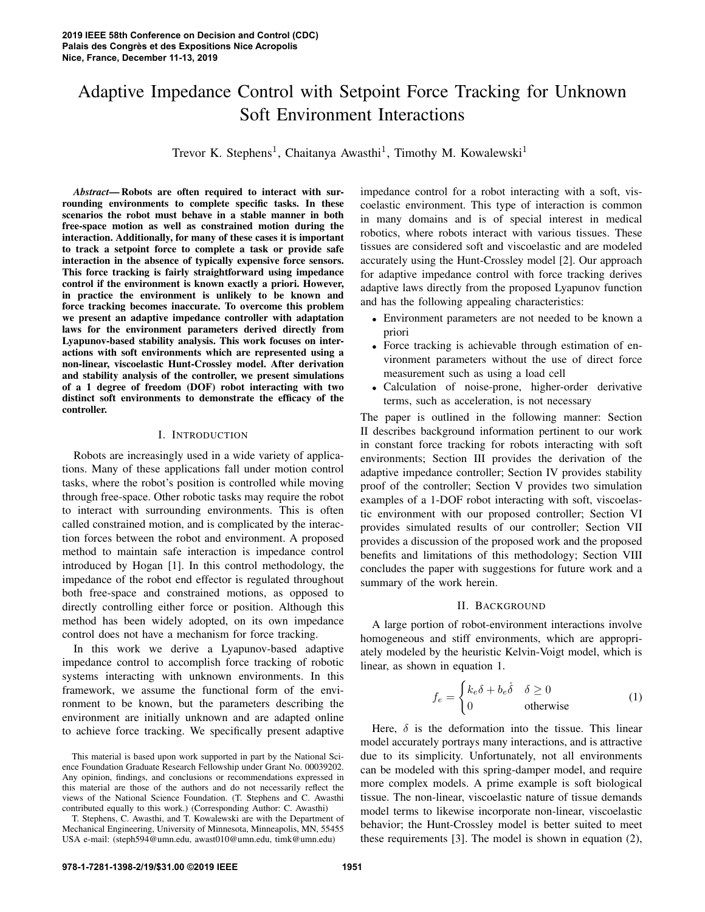# Adaptive Impedance Control with Setpoint Force Tracking for Unknown Soft Environment Interactions

Trevor K. Stephens[1], Chaitanya Awasthi[1], Timothy M. Kowalewski[1]

***Abstract*— Robots are often required to interact with surrounding environments to complete specific tasks. In these scenarios the robot must behave in a stable manner in both free-space motion as well as constrained motion during the interaction. Additionally, for many of these cases it is important to track a setpoint force to complete a task or provide safe interaction in the absence of typically expensive force sensors. This force tracking is fairly straightforward using impedance control if the environment is known exactly a priori. However, in practice the environment is unlikely to be known and force tracking becomes inaccurate. To overcome this problem we present an adaptive impedance controller with adaptation laws for the environment parameters derived directly from Lyapunov-based stability analysis. This work focuses on interactions with soft environments which are represented using a non-linear, viscoelastic Hunt-Crossley model. After derivation and stability analysis of the controller, we present simulations of a 1 degree of freedom (DOF) robot interacting with two distinct soft environments to demonstrate the efficacy of the controller.**

## I. Introduction

Robots are increasingly used in a wide variety of applications. Many of these applications fall under motion control tasks, where the robot's position is controlled while moving through free-space. Other robotic tasks may require the robot to interact with surrounding environments. This is often called constrained motion, and is complicated by the interaction forces between the robot and environment. A proposed method to maintain safe interaction is impedance control introduced by Hogan [1]. In this control methodology, the impedance of the robot end effector is regulated throughout both free-space and constrained motions, as opposed to directly controlling either force or position. Although this method has been widely adopted, on its own impedance control does not have a mechanism for force tracking.

In this work we derive a Lyapunov-based adaptive impedance control to accomplish force tracking of robotic systems interacting with unknown environments. In this framework, we assume the functional form of the environment to be known, but the parameters describing the environment are initially unknown and are adapted online to achieve force tracking. We specifically present adaptive impedance control for a robot interacting with a soft, viscoelastic environment. This type of interaction is common in many domains and is of special interest in medical robotics, where robots interact with various tissues. These tissues are considered soft and viscoelastic and are modeled accurately using the Hunt-Crossley model [2]. Our approach for adaptive impedance control with force tracking derives adaptive laws directly from the proposed Lyapunov function and has the following appealing characteristics:

- Environment parameters are not needed to be known a priori
- Force tracking is achievable through estimation of environment parameters without the use of direct force measurement such as using a load cell
- Calculation of noise-prone, higher-order derivative terms, such as acceleration, is not necessary

The paper is outlined in the following manner: Section II describes background information pertinent to our work in constant force tracking for robots interacting with soft environments; Section III provides the derivation of the adaptive impedance controller; Section IV provides stability proof of the controller; Section V provides two simulation examples of a 1-DOF robot interacting with soft, viscoelastic environment with our proposed controller; Section VI provides simulated results of our controller; Section VII provides a discussion of the proposed work and the proposed benefits and limitations of this methodology; Section VIII concludes the paper with suggestions for future work and a summary of the work herein.

## II. Background

A large portion of robot-environment interactions involve homogeneous and stiff environments, which are appropriately modeled by the heuristic Kelvin-Voigt model, which is linear, as shown in equation 1.

$$f_e = \begin{cases} k_e\delta + b_e\dot{\delta} & \delta \geq 0 \\ 0 & \text{otherwise} \end{cases} \tag{1}$$

Here, $\delta$ is the deformation into the tissue. This linear model accurately portrays many interactions, and is attractive due to its simplicity. Unfortunately, not all environments can be modeled with this spring-damper model, and require more complex models. A prime example is soft biological tissue. The non-linear, viscoelastic nature of tissue demands model terms to likewise incorporate non-linear, viscoelastic behavior; the Hunt-Crossley model is better suited to meet these requirements [3]. The model is shown in equation (2),

This material is based upon work supported in part by the National Science Foundation Graduate Research Fellowship under Grant No. 00039202. Any opinion, findings, and conclusions or recommendations expressed in this material are those of the authors and do not necessarily reflect the views of the National Science Foundation. (T. Stephens and C. Awasthi contributed equally to this work.) (Corresponding Author: C. Awasthi)

T. Stephens, C. Awasthi, and T. Kowalewski are with the Department of Mechanical Engineering, University of Minnesota, Minneapolis, MN, 55455 USA e-mail: (steph594@umn.edu, awast010@umn.edu, timk@umn.edu)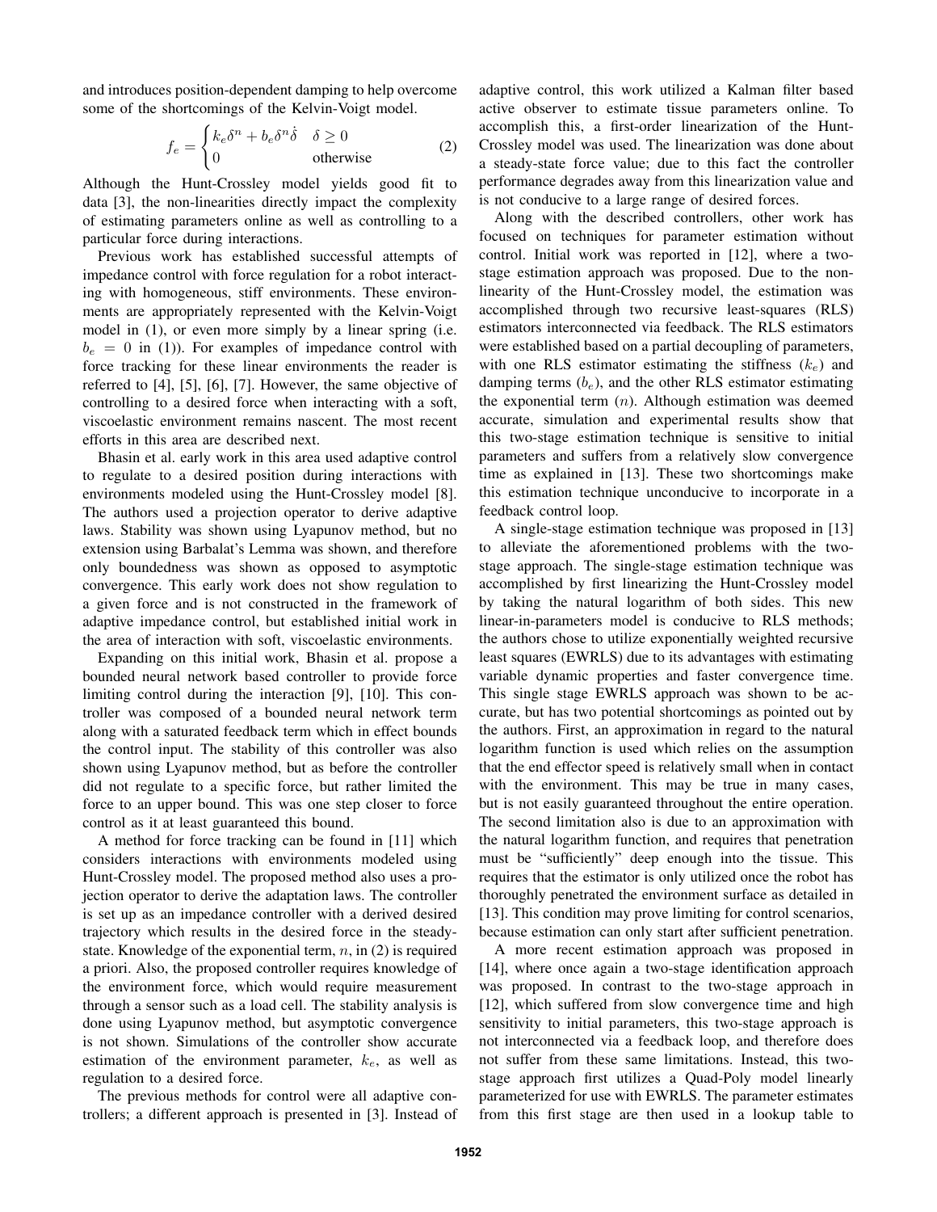and introduces position-dependent damping to help overcome some of the shortcomings of the Kelvin-Voigt model.

$$f_e = \begin{cases} k_e \delta^n + b_e \delta^n \dot{\delta} & \delta \geq 0 \\ 0 & \text{otherwise} \end{cases} \quad (2)$$

Although the Hunt-Crossley model yields good fit to data [3], the non-linearities directly impact the complexity of estimating parameters online as well as controlling to a particular force during interactions.

Previous work has established successful attempts of impedance control with force regulation for a robot interacting with homogeneous, stiff environments. These environments are appropriately represented with the Kelvin-Voigt model in (1), or even more simply by a linear spring (i.e. $b_e = 0$ in (1)). For examples of impedance control with force tracking for these linear environments the reader is referred to [4], [5], [6], [7]. However, the same objective of controlling to a desired force when interacting with a soft, viscoelastic environment remains nascent. The most recent efforts in this area are described next.

Bhasin et al. early work in this area used adaptive control to regulate to a desired position during interactions with environments modeled using the Hunt-Crossley model [8]. The authors used a projection operator to derive adaptive laws. Stability was shown using Lyapunov method, but no extension using Barbalat's Lemma was shown, and therefore only boundedness was shown as opposed to asymptotic convergence. This early work does not show regulation to a given force and is not constructed in the framework of adaptive impedance control, but established initial work in the area of interaction with soft, viscoelastic environments.

Expanding on this initial work, Bhasin et al. propose a bounded neural network based controller to provide force limiting control during the interaction [9], [10]. This controller was composed of a bounded neural network term along with a saturated feedback term which in effect bounds the control input. The stability of this controller was also shown using Lyapunov method, but as before the controller did not regulate to a specific force, but rather limited the force to an upper bound. This was one step closer to force control as it at least guaranteed this bound.

A method for force tracking can be found in [11] which considers interactions with environments modeled using Hunt-Crossley model. The proposed method also uses a projection operator to derive the adaptation laws. The controller is set up as an impedance controller with a derived desired trajectory which results in the desired force in the steady-state. Knowledge of the exponential term, $n$, in (2) is required a priori. Also, the proposed controller requires knowledge of the environment force, which would require measurement through a sensor such as a load cell. The stability analysis is done using Lyapunov method, but asymptotic convergence is not shown. Simulations of the controller show accurate estimation of the environment parameter, $k_e$, as well as regulation to a desired force.

The previous methods for control were all adaptive controllers; a different approach is presented in [3]. Instead of adaptive control, this work utilized a Kalman filter based active observer to estimate tissue parameters online. To accomplish this, a first-order linearization of the Hunt-Crossley model was used. The linearization was done about a steady-state force value; due to this fact the controller performance degrades away from this linearization value and is not conducive to a large range of desired forces.

Along with the described controllers, other work has focused on techniques for parameter estimation without control. Initial work was reported in [12], where a two-stage estimation approach was proposed. Due to the non-linearity of the Hunt-Crossley model, the estimation was accomplished through two recursive least-squares (RLS) estimators interconnected via feedback. The RLS estimators were established based on a partial decoupling of parameters, with one RLS estimator estimating the stiffness ($k_e$) and damping terms ($b_e$), and the other RLS estimator estimating the exponential term ($n$). Although estimation was deemed accurate, simulation and experimental results show that this two-stage estimation technique is sensitive to initial parameters and suffers from a relatively slow convergence time as explained in [13]. These two shortcomings make this estimation technique unconducive to incorporate in a feedback control loop.

A single-stage estimation technique was proposed in [13] to alleviate the aforementioned problems with the two-stage approach. The single-stage estimation technique was accomplished by first linearizing the Hunt-Crossley model by taking the natural logarithm of both sides. This new linear-in-parameters model is conducive to RLS methods; the authors chose to utilize exponentially weighted recursive least squares (EWRLS) due to its advantages with estimating variable dynamic properties and faster convergence time. This single stage EWRLS approach was shown to be accurate, but has two potential shortcomings as pointed out by the authors. First, an approximation in regard to the natural logarithm function is used which relies on the assumption that the end effector speed is relatively small when in contact with the environment. This may be true in many cases, but is not easily guaranteed throughout the entire operation. The second limitation also is due to an approximation with the natural logarithm function, and requires that penetration must be "sufficiently" deep enough into the tissue. This requires that the estimator is only utilized once the robot has thoroughly penetrated the environment surface as detailed in [13]. This condition may prove limiting for control scenarios, because estimation can only start after sufficient penetration.

A more recent estimation approach was proposed in [14], where once again a two-stage identification approach was proposed. In contrast to the two-stage approach in [12], which suffered from slow convergence time and high sensitivity to initial parameters, this two-stage approach is not interconnected via a feedback loop, and therefore does not suffer from these same limitations. Instead, this two-stage approach first utilizes a Quad-Poly model linearly parameterized for use with EWRLS. The parameter estimates from this first stage are then used in a lookup table to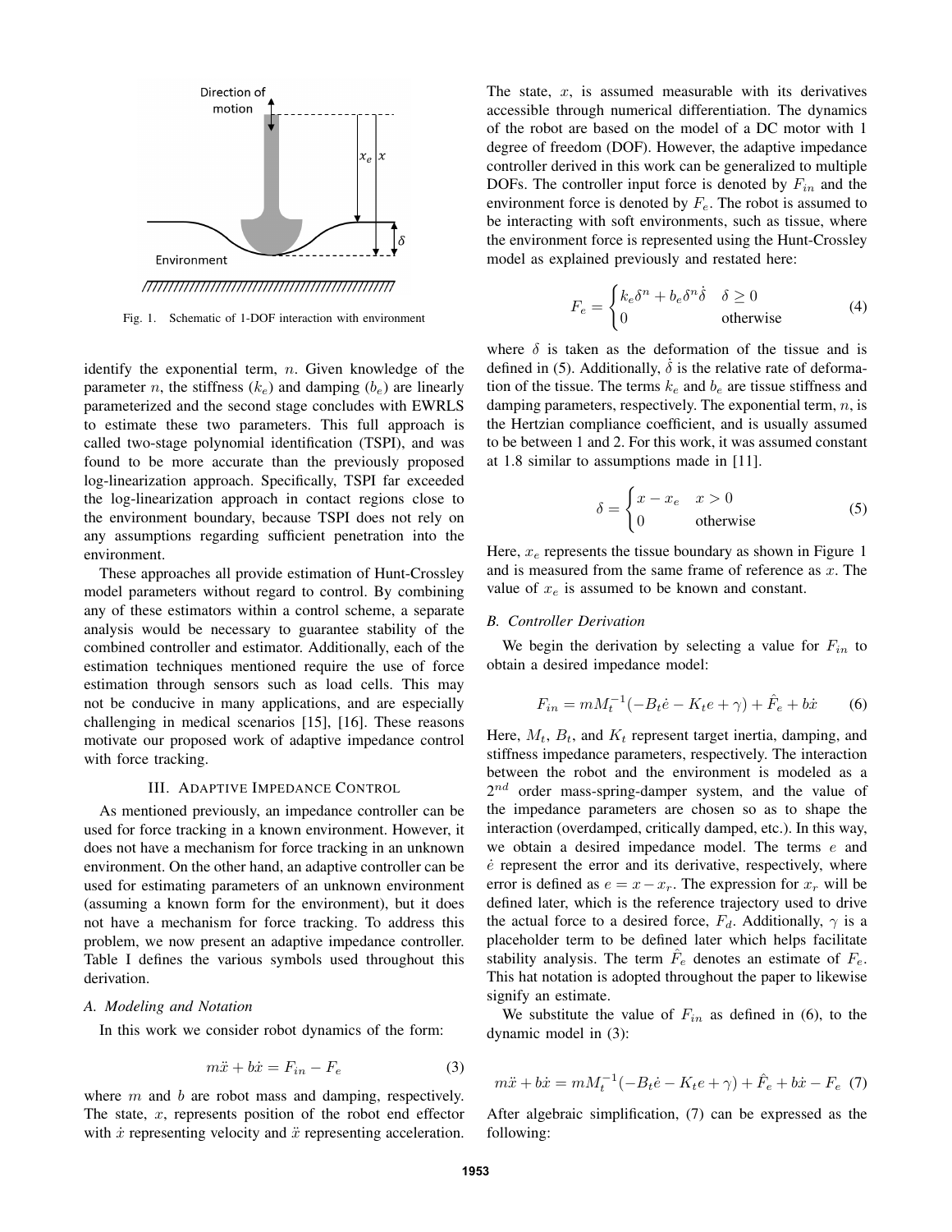Fig. 1. Schematic of 1-DOF interaction with environment

identify the exponential term, $n$. Given knowledge of the parameter $n$, the stiffness ($k_e$) and damping ($b_e$) are linearly parameterized and the second stage concludes with EWRLS to estimate these two parameters. This full approach is called two-stage polynomial identification (TSPI), and was found to be more accurate than the previously proposed log-linearization approach. Specifically, TSPI far exceeded the log-linearization approach in contact regions close to the environment boundary, because TSPI does not rely on any assumptions regarding sufficient penetration into the environment.

These approaches all provide estimation of Hunt-Crossley model parameters without regard to control. By combining any of these estimators within a control scheme, a separate analysis would be necessary to guarantee stability of the combined controller and estimator. Additionally, each of the estimation techniques mentioned require the use of force estimation through sensors such as load cells. This may not be conducive in many applications, and are especially challenging in medical scenarios [15], [16]. These reasons motivate our proposed work of adaptive impedance control with force tracking.

## III. Adaptive Impedance Control

As mentioned previously, an impedance controller can be used for force tracking in a known environment. However, it does not have a mechanism for force tracking in an unknown environment. On the other hand, an adaptive controller can be used for estimating parameters of an unknown environment (assuming a known form for the environment), but it does not have a mechanism for force tracking. To address this problem, we now present an adaptive impedance controller. Table I defines the various symbols used throughout this derivation.

### A. Modeling and Notation

In this work we consider robot dynamics of the form:

$$m\ddot{x} + b\dot{x} = F_{in} - F_e \tag{3}$$

where $m$ and $b$ are robot mass and damping, respectively. The state, $x$, represents position of the robot end effector with $\dot{x}$ representing velocity and $\ddot{x}$ representing acceleration. The state, $x$, is assumed measurable with its derivatives accessible through numerical differentiation. The dynamics of the robot are based on the model of a DC motor with 1 degree of freedom (DOF). However, the adaptive impedance controller derived in this work can be generalized to multiple DOFs. The controller input force is denoted by $F_{in}$ and the environment force is denoted by $F_e$. The robot is assumed to be interacting with soft environments, such as tissue, where the environment force is represented using the Hunt-Crossley model as explained previously and restated here:

$$F_e = \begin{cases} k_e\delta^n + b_e\delta^n\dot{\delta} & \delta \geq 0 \\ 0 & \text{otherwise} \end{cases} \tag{4}$$

where $\delta$ is taken as the deformation of the tissue and is defined in (5). Additionally, $\dot{\delta}$ is the relative rate of deformation of the tissue. The terms $k_e$ and $b_e$ are tissue stiffness and damping parameters, respectively. The exponential term, $n$, is the Hertzian compliance coefficient, and is usually assumed to be between 1 and 2. For this work, it was assumed constant at 1.8 similar to assumptions made in [11].

$$\delta = \begin{cases} x - x_e & x > 0 \\ 0 & \text{otherwise} \end{cases} \tag{5}$$

Here, $x_e$ represents the tissue boundary as shown in Figure 1 and is measured from the same frame of reference as $x$. The value of $x_e$ is assumed to be known and constant.

### B. Controller Derivation

We begin the derivation by selecting a value for $F_{in}$ to obtain a desired impedance model:

$$F_{in} = mM_t^{-1}(-B_t\dot{e} - K_t e + \gamma) + \hat{F}_e + b\dot{x} \tag{6}$$

Here, $M_t$, $B_t$, and $K_t$ represent target inertia, damping, and stiffness impedance parameters, respectively. The interaction between the robot and the environment is modeled as a $2^{nd}$ order mass-spring-damper system, and the value of the impedance parameters are chosen so as to shape the interaction (overdamped, critically damped, etc.). In this way, we obtain a desired impedance model. The terms $e$ and $\dot{e}$ represent the error and its derivative, respectively, where error is defined as $e = x - x_r$. The expression for $x_r$ will be defined later, which is the reference trajectory used to drive the actual force to a desired force, $F_d$. Additionally, $\gamma$ is a placeholder term to be defined later which helps facilitate stability analysis. The term $\hat{F}_e$ denotes an estimate of $F_e$. This hat notation is adopted throughout the paper to likewise signify an estimate.

We substitute the value of $F_{in}$ as defined in (6), to the dynamic model in (3):

$$m\ddot{x} + b\dot{x} = mM_t^{-1}(-B_t\dot{e} - K_t e + \gamma) + \hat{F}_e + b\dot{x} - F_e \tag{7}$$

After algebraic simplification, (7) can be expressed as the following: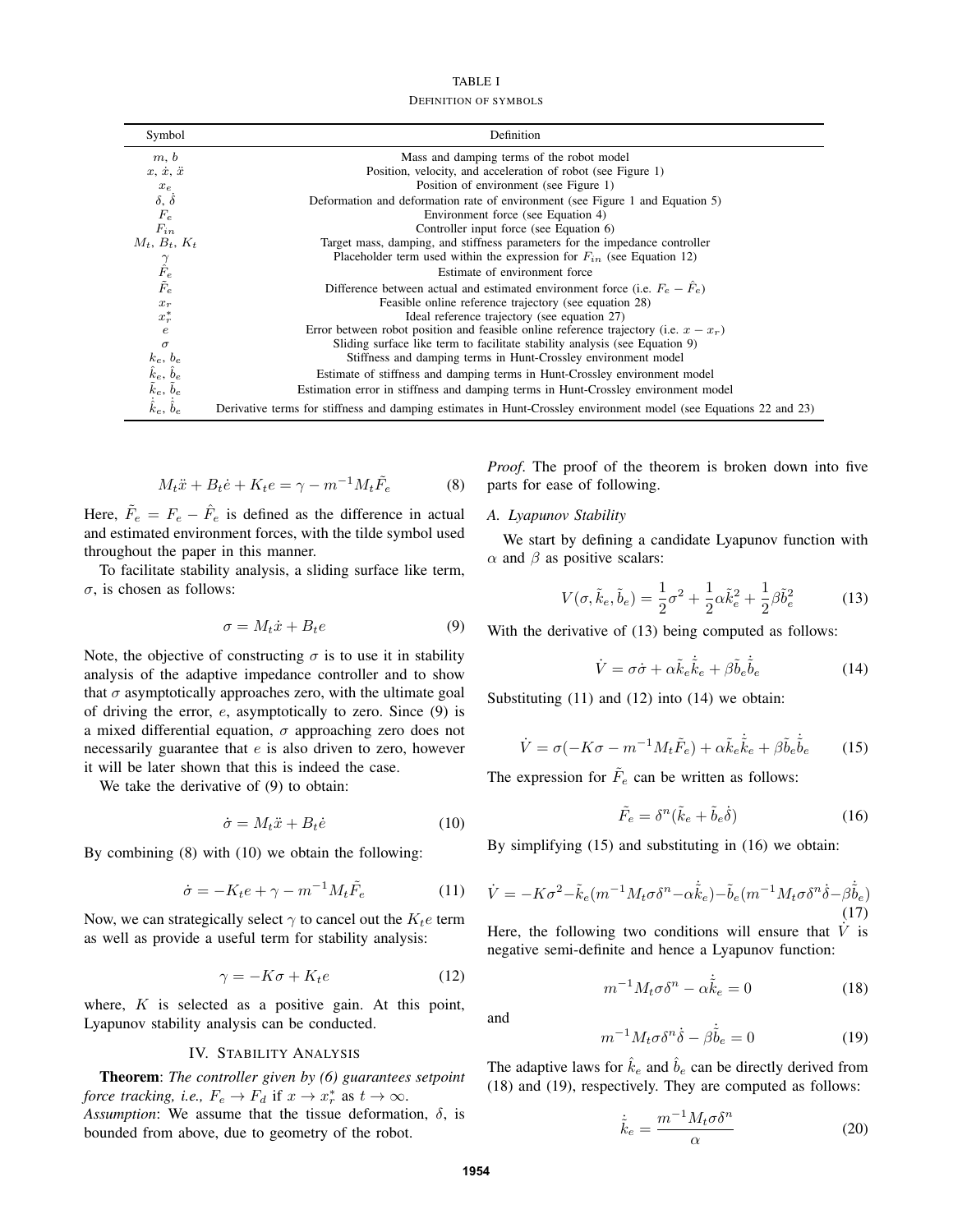TABLE I

DEFINITION OF SYMBOLS

| Symbol | Definition |
|---|---|
| $m$, $b$ | Mass and damping terms of the robot model |
| $x$, $\dot{x}$, $\ddot{x}$ | Position, velocity, and acceleration of robot (see Figure 1) |
| $x_e$ | Position of environment (see Figure 1) |
| $\delta$, $\dot{\delta}$ | Deformation and deformation rate of environment (see Figure 1 and Equation 5) |
| $F_e$ | Environment force (see Equation 4) |
| $F_{in}$ | Controller input force (see Equation 6) |
| $M_t$, $B_t$, $K_t$ | Target mass, damping, and stiffness parameters for the impedance controller |
| $\gamma$ | Placeholder term used within the expression for $F_{in}$ (see Equation 12) |
| $\hat{F}_e$ | Estimate of environment force |
| $\tilde{F}_e$ | Difference between actual and estimated environment force (i.e. $F_e - \hat{F}_e$) |
| $x_r$ | Feasible online reference trajectory (see equation 28) |
| $x_r^*$ | Ideal reference trajectory (see equation 27) |
| $e$ | Error between robot position and feasible online reference trajectory (i.e. $x - x_r$) |
| $\sigma$ | Sliding surface like term to facilitate stability analysis (see Equation 9) |
| $k_e$, $b_e$ | Stiffness and damping terms in Hunt-Crossley environment model |
| $\hat{k}_e$, $\hat{b}_e$ | Estimate of stiffness and damping terms in Hunt-Crossley environment model |
| $\tilde{k}_e$, $\tilde{b}_e$ | Estimation error in stiffness and damping terms in Hunt-Crossley environment model |
| $\dot{\hat{k}}_e$, $\dot{\hat{b}}_e$ | Derivative terms for stiffness and damping estimates in Hunt-Crossley environment model (see Equations 22 and 23) |

$$M_t\ddot{x} + B_t\dot{e} + K_t e = \gamma - m^{-1}M_t\tilde{F}_e \tag{8}$$

Here, $\tilde{F}_e = F_e - \hat{F}_e$ is defined as the difference in actual and estimated environment forces, with the tilde symbol used throughout the paper in this manner.

To facilitate stability analysis, a sliding surface like term, $\sigma$, is chosen as follows:

$$\sigma = M_t\dot{x} + B_t e \tag{9}$$

Note, the objective of constructing $\sigma$ is to use it in stability analysis of the adaptive impedance controller and to show that $\sigma$ asymptotically approaches zero, with the ultimate goal of driving the error, $e$, asymptotically to zero. Since (9) is a mixed differential equation, $\sigma$ approaching zero does not necessarily guarantee that $e$ is also driven to zero, however it will be later shown that this is indeed the case.

We take the derivative of (9) to obtain:

$$\dot{\sigma} = M_t\ddot{x} + B_t\dot{e} \tag{10}$$

By combining (8) with (10) we obtain the following:

$$\dot{\sigma} = -K_t e + \gamma - m^{-1}M_t\tilde{F}_e \tag{11}$$

Now, we can strategically select $\gamma$ to cancel out the $K_t e$ term as well as provide a useful term for stability analysis:

$$\gamma = -K\sigma + K_t e \tag{12}$$

where, $K$ is selected as a positive gain. At this point, Lyapunov stability analysis can be conducted.

## IV. STABILITY ANALYSIS

**Theorem**: *The controller given by (6) guarantees setpoint force tracking, i.e.,* $F_e \to F_d$ *if* $x \to x_r^*$ *as* $t \to \infty$.

*Assumption*: We assume that the tissue deformation, $\delta$, is bounded from above, due to geometry of the robot.

*Proof*. The proof of the theorem is broken down into five parts for ease of following.

### A. Lyapunov Stability

We start by defining a candidate Lyapunov function with $\alpha$ and $\beta$ as positive scalars:

$$V(\sigma, \tilde{k}_e, \tilde{b}_e) = \frac{1}{2}\sigma^2 + \frac{1}{2}\alpha\tilde{k}_e^2 + \frac{1}{2}\beta\tilde{b}_e^2 \tag{13}$$

With the derivative of (13) being computed as follows:

$$\dot{V} = \sigma\dot{\sigma} + \alpha\tilde{k}_e\dot{\tilde{k}}_e + \beta\tilde{b}_e\dot{\tilde{b}}_e \tag{14}$$

Substituting (11) and (12) into (14) we obtain:

$$\dot{V} = \sigma(-K\sigma - m^{-1}M_t\tilde{F}_e) + \alpha\tilde{k}_e\dot{\tilde{k}}_e + \beta\tilde{b}_e\dot{\tilde{b}}_e \tag{15}$$

The expression for $\tilde{F}_e$ can be written as follows:

$$\tilde{F}_e = \delta^n(\tilde{k}_e + \tilde{b}_e\dot{\delta}) \tag{16}$$

By simplifying (15) and substituting in (16) we obtain:

$$\dot{V} = -K\sigma^2 - \tilde{k}_e(m^{-1}M_t\sigma\delta^n - \alpha\dot{\tilde{k}}_e) - \tilde{b}_e(m^{-1}M_t\sigma\delta^n\dot{\delta} - \beta\dot{\tilde{b}}_e) \tag{17}$$

Here, the following two conditions will ensure that $\dot{V}$ is negative semi-definite and hence a Lyapunov function:

$$m^{-1}M_t\sigma\delta^n - \alpha\dot{\tilde{k}}_e = 0 \tag{18}$$

and

$$m^{-1}M_t\sigma\delta^n\dot{\delta} - \beta\dot{\tilde{b}}_e = 0 \tag{19}$$

The adaptive laws for $\hat{k}_e$ and $\hat{b}_e$ can be directly derived from (18) and (19), respectively. They are computed as follows:

$$\dot{\tilde{k}}_e = \frac{m^{-1}M_t\sigma\delta^n}{\alpha} \tag{20}$$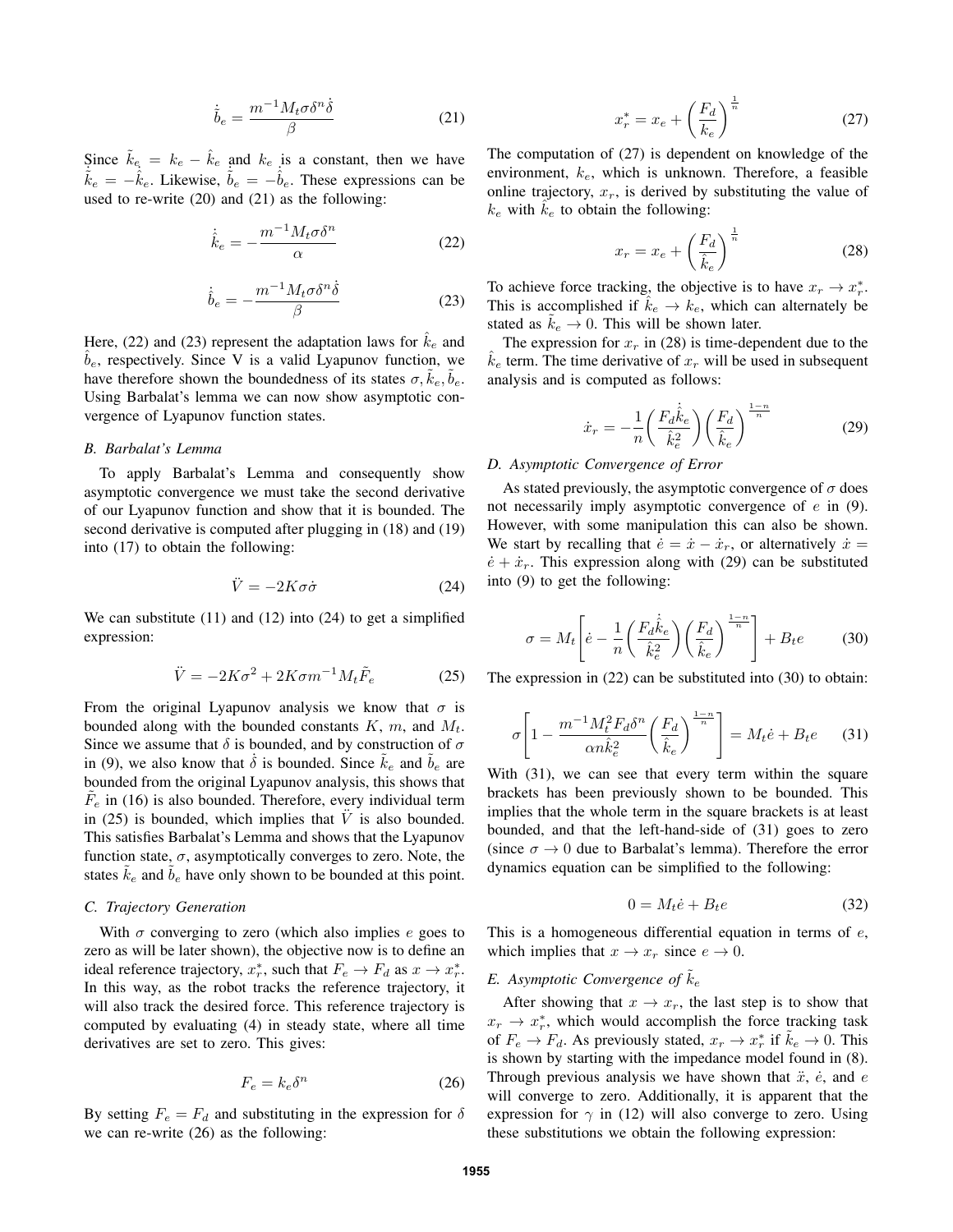$$\dot{\hat{b}}_e = \frac{m^{-1} M_t \sigma \delta^n \dot{\delta}}{\beta} \tag{21}$$

Since $\tilde{k}_e = k_e - \hat{k}_e$ and $k_e$ is a constant, then we have $\dot{\tilde{k}}_e = -\dot{\hat{k}}_e$. Likewise, $\dot{\tilde{b}}_e = -\dot{\hat{b}}_e$. These expressions can be used to re-write (20) and (21) as the following:

$$\dot{\hat{k}}_e = -\frac{m^{-1} M_t \sigma \delta^n}{\alpha} \tag{22}$$

$$\dot{\hat{b}}_e = -\frac{m^{-1} M_t \sigma \delta^n \dot{\delta}}{\beta} \tag{23}$$

Here, (22) and (23) represent the adaptation laws for $\hat{k}_e$ and $\hat{b}_e$, respectively. Since V is a valid Lyapunov function, we have therefore shown the boundedness of its states $\sigma, \tilde{k}_e, \tilde{b}_e$. Using Barbalat's lemma we can now show asymptotic convergence of Lyapunov function states.

### B. Barbalat's Lemma

To apply Barbalat's Lemma and consequently show asymptotic convergence we must take the second derivative of our Lyapunov function and show that it is bounded. The second derivative is computed after plugging in (18) and (19) into (17) to obtain the following:

$$\ddot{V} = -2K\sigma\dot{\sigma} \tag{24}$$

We can substitute (11) and (12) into (24) to get a simplified expression:

$$\ddot{V} = -2K\sigma^2 + 2K\sigma m^{-1} M_t \tilde{F}_e \tag{25}$$

From the original Lyapunov analysis we know that $\sigma$ is bounded along with the bounded constants $K$, $m$, and $M_t$. Since we assume that $\delta$ is bounded, and by construction of $\sigma$ in (9), we also know that $\dot{\delta}$ is bounded. Since $\tilde{k}_e$ and $\tilde{b}_e$ are bounded from the original Lyapunov analysis, this shows that $\tilde{F}_e$ in (16) is also bounded. Therefore, every individual term in (25) is bounded, which implies that $\ddot{V}$ is also bounded. This satisfies Barbalat's Lemma and shows that the Lyapunov function state, $\sigma$, asymptotically converges to zero. Note, the states $\tilde{k}_e$ and $\tilde{b}_e$ have only shown to be bounded at this point.

### C. Trajectory Generation

With $\sigma$ converging to zero (which also implies $e$ goes to zero as will be later shown), the objective now is to define an ideal reference trajectory, $x_r^*$, such that $F_e \to F_d$ as $x \to x_r^*$. In this way, as the robot tracks the reference trajectory, it will also track the desired force. This reference trajectory is computed by evaluating (4) in steady state, where all time derivatives are set to zero. This gives:

$$F_e = k_e \delta^n \tag{26}$$

By setting $F_e = F_d$ and substituting in the expression for $\delta$ we can re-write (26) as the following:

$$x_r^* = x_e + \left(\frac{F_d}{k_e}\right)^{\frac{1}{n}} \tag{27}$$

The computation of (27) is dependent on knowledge of the environment, $k_e$, which is unknown. Therefore, a feasible online trajectory, $x_r$, is derived by substituting the value of $k_e$ with $\hat{k}_e$ to obtain the following:

$$x_r = x_e + \left(\frac{F_d}{\hat{k}_e}\right)^{\frac{1}{n}} \tag{28}$$

To achieve force tracking, the objective is to have $x_r \to x_r^*$. This is accomplished if $\hat{k}_e \to k_e$, which can alternately be stated as $\tilde{k}_e \to 0$. This will be shown later.

The expression for $x_r$ in (28) is time-dependent due to the $\hat{k}_e$ term. The time derivative of $x_r$ will be used in subsequent analysis and is computed as follows:

$$\dot{x}_r = -\frac{1}{n}\left(\frac{F_d \dot{\hat{k}}_e}{\hat{k}_e^2}\right)\left(\frac{F_d}{\hat{k}_e}\right)^{\frac{1-n}{n}} \tag{29}$$

### D. Asymptotic Convergence of Error

As stated previously, the asymptotic convergence of $\sigma$ does not necessarily imply asymptotic convergence of $e$ in (9). However, with some manipulation this can also be shown. We start by recalling that $\dot{e} = \dot{x} - \dot{x}_r$, or alternatively $\dot{x} = \dot{e} + \dot{x}_r$. This expression along with (29) can be substituted into (9) to get the following:

$$\sigma = M_t\left[\dot{e} - \frac{1}{n}\left(\frac{F_d \dot{\hat{k}}_e}{\hat{k}_e^2}\right)\left(\frac{F_d}{\hat{k}_e}\right)^{\frac{1-n}{n}}\right] + B_t e \tag{30}$$

The expression in (22) can be substituted into (30) to obtain:

$$\sigma\left[1 - \frac{m^{-1} M_t^2 F_d \delta^n}{\alpha n \hat{k}_e^2}\left(\frac{F_d}{\hat{k}_e}\right)^{\frac{1-n}{n}}\right] = M_t \dot{e} + B_t e \tag{31}$$

With (31), we can see that every term within the square brackets has been previously shown to be bounded. This implies that the whole term in the square brackets is at least bounded, and that the left-hand-side of (31) goes to zero (since $\sigma \to 0$ due to Barbalat's lemma). Therefore the error dynamics equation can be simplified to the following:

$$0 = M_t \dot{e} + B_t e \tag{32}$$

This is a homogeneous differential equation in terms of $e$, which implies that $x \to x_r$ since $e \to 0$.

### E. Asymptotic Convergence of $\tilde{k}_e$

After showing that $x \to x_r$, the last step is to show that $x_r \to x_r^*$, which would accomplish the force tracking task of $F_e \to F_d$. As previously stated, $x_r \to x_r^*$ if $\tilde{k}_e \to 0$. This is shown by starting with the impedance model found in (8). Through previous analysis we have shown that $\ddot{x}$, $\dot{e}$, and $e$ will converge to zero. Additionally, it is apparent that the expression for $\gamma$ in (12) will also converge to zero. Using these substitutions we obtain the following expression: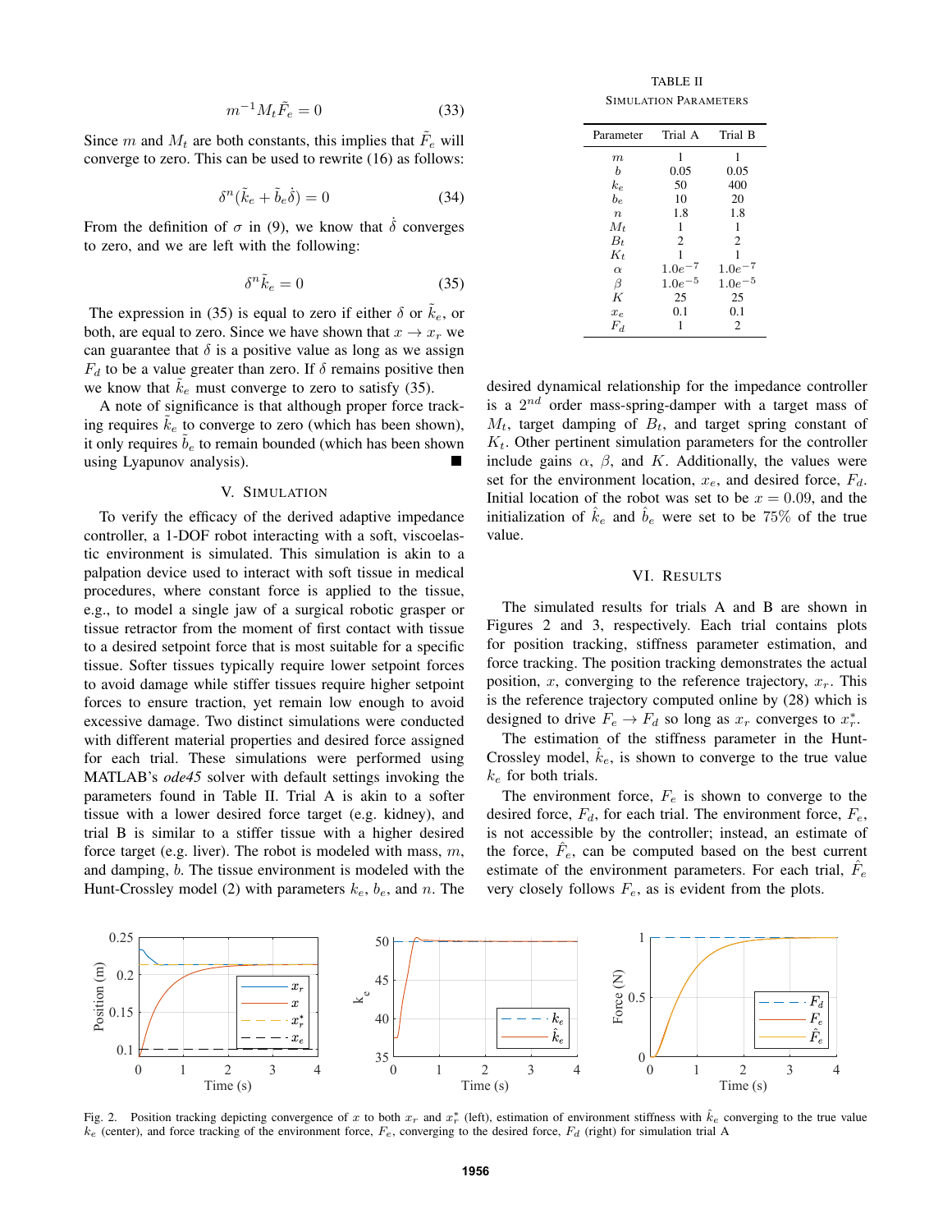$$m^{-1}M_t\tilde{F}_e = 0 \tag{33}$$

Since $m$ and $M_t$ are both constants, this implies that $\tilde{F}_e$ will converge to zero. This can be used to rewrite (16) as follows:

$$\delta^n(\tilde{k}_e + \tilde{b}_e\dot{\delta}) = 0 \tag{34}$$

From the definition of $\sigma$ in (9), we know that $\dot{\delta}$ converges to zero, and we are left with the following:

$$\delta^n\tilde{k}_e = 0 \tag{35}$$

The expression in (35) is equal to zero if either $\delta$ or $\tilde{k}_e$, or both, are equal to zero. Since we have shown that $x \to x_r$ we can guarantee that $\delta$ is a positive value as long as we assign $F_d$ to be a value greater than zero. If $\delta$ remains positive then we know that $\tilde{k}_e$ must converge to zero to satisfy (35).

A note of significance is that although proper force tracking requires $\tilde{k}_e$ to converge to zero (which has been shown), it only requires $\tilde{b}_e$ to remain bounded (which has been shown using Lyapunov analysis). ■

## V. Simulation

To verify the efficacy of the derived adaptive impedance controller, a 1-DOF robot interacting with a soft, viscoelastic environment is simulated. This simulation is akin to a palpation device used to interact with soft tissue in medical procedures, where constant force is applied to the tissue, e.g., to model a single jaw of a surgical robotic grasper or tissue retractor from the moment of first contact with tissue to a desired setpoint force that is most suitable for a specific tissue. Softer tissues typically require lower setpoint forces to avoid damage while stiffer tissues require higher setpoint forces to ensure traction, yet remain low enough to avoid excessive damage. Two distinct simulations were conducted with different material properties and desired force assigned for each trial. These simulations were performed using MATLAB's *ode45* solver with default settings invoking the parameters found in Table II. Trial A is akin to a softer tissue with a lower desired force target (e.g. kidney), and trial B is similar to a stiffer tissue with a higher desired force target (e.g. liver). The robot is modeled with mass, $m$, and damping, $b$. The tissue environment is modeled with the Hunt-Crossley model (2) with parameters $k_e$, $b_e$, and $n$. The desired dynamical relationship for the impedance controller is a $2^{nd}$ order mass-spring-damper with a target mass of $M_t$, target damping of $B_t$, and target spring constant of $K_t$. Other pertinent simulation parameters for the controller include gains $\alpha$, $\beta$, and $K$. Additionally, the values were set for the environment location, $x_e$, and desired force, $F_d$. Initial location of the robot was set to be $x = 0.09$, and the initialization of $\hat{k}_e$ and $\hat{b}_e$ were set to be 75% of the true value.

TABLE II
Simulation Parameters

| Parameter | Trial A | Trial B |
|---|---|---|
| $m$ | 1 | 1 |
| $b$ | 0.05 | 0.05 |
| $k_e$ | 50 | 400 |
| $b_e$ | 10 | 20 |
| $n$ | 1.8 | 1.8 |
| $M_t$ | 1 | 1 |
| $B_t$ | 2 | 2 |
| $K_t$ | 1 | 1 |
| $\alpha$ | $1.0e^{-7}$ | $1.0e^{-7}$ |
| $\beta$ | $1.0e^{-5}$ | $1.0e^{-5}$ |
| $K$ | 25 | 25 |
| $x_e$ | 0.1 | 0.1 |
| $F_d$ | 1 | 2 |

## VI. Results

The simulated results for trials A and B are shown in Figures 2 and 3, respectively. Each trial contains plots for position tracking, stiffness parameter estimation, and force tracking. The position tracking demonstrates the actual position, $x$, converging to the reference trajectory, $x_r$. This is the reference trajectory computed online by (28) which is designed to drive $F_e \to F_d$ so long as $x_r$ converges to $x_r^*$.

The estimation of the stiffness parameter in the Hunt-Crossley model, $\hat{k}_e$, is shown to converge to the true value $k_e$ for both trials.

The environment force, $F_e$ is shown to converge to the desired force, $F_d$, for each trial. The environment force, $F_e$, is not accessible by the controller; instead, an estimate of the force, $\hat{F}_e$, can be computed based on the best current estimate of the environment parameters. For each trial, $\hat{F}_e$ very closely follows $F_e$, as is evident from the plots.

Fig. 2. Position tracking depicting convergence of $x$ to both $x_r$ and $x_r^*$ (left), estimation of environment stiffness with $\hat{k}_e$ converging to the true value $k_e$ (center), and force tracking of the environment force, $F_e$, converging to the desired force, $F_d$ (right) for simulation trial A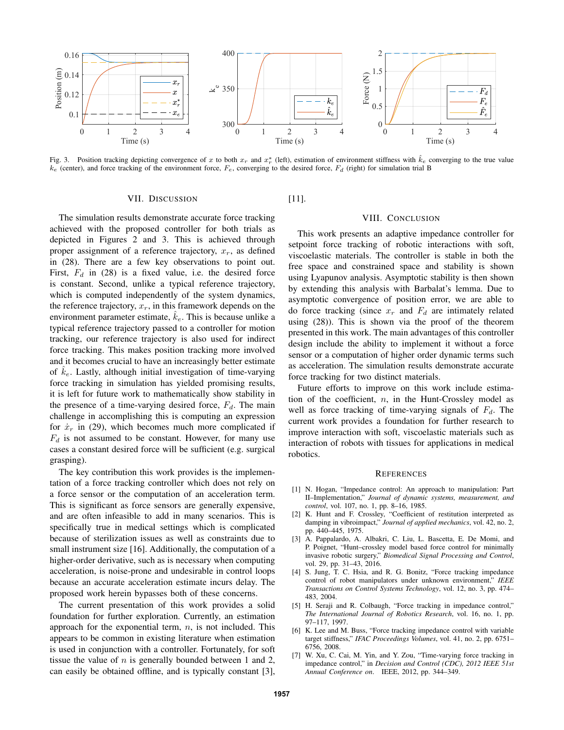Fig. 3. Position tracking depicting convergence of $x$ to both $x_r$ and $x_r^*$ (left), estimation of environment stiffness with $\hat{k}_e$ converging to the true value $k_e$ (center), and force tracking of the environment force, $F_e$, converging to the desired force, $F_d$ (right) for simulation trial B

## VII. Discussion

The simulation results demonstrate accurate force tracking achieved with the proposed controller for both trials as depicted in Figures 2 and 3. This is achieved through proper assignment of a reference trajectory, $x_r$, as defined in (28). There are a few key observations to point out. First, $F_d$ in (28) is a fixed value, i.e. the desired force is constant. Second, unlike a typical reference trajectory, which is computed independently of the system dynamics, the reference trajectory, $x_r$, in this framework depends on the environment parameter estimate, $\hat{k}_e$. This is because unlike a typical reference trajectory passed to a controller for motion tracking, our reference trajectory is also used for indirect force tracking. This makes position tracking more involved and it becomes crucial to have an increasingly better estimate of $\hat{k}_e$. Lastly, although initial investigation of time-varying force tracking in simulation has yielded promising results, it is left for future work to mathematically show stability in the presence of a time-varying desired force, $F_d$. The main challenge in accomplishing this is computing an expression for $\dot{x}_r$ in (29), which becomes much more complicated if $F_d$ is not assumed to be constant. However, for many use cases a constant desired force will be sufficient (e.g. surgical grasping).

The key contribution this work provides is the implementation of a force tracking controller which does not rely on a force sensor or the computation of an acceleration term. This is significant as force sensors are generally expensive, and are often infeasible to add in many scenarios. This is specifically true in medical settings which is complicated because of sterilization issues as well as constraints due to small instrument size [16]. Additionally, the computation of a higher-order derivative, such as is necessary when computing acceleration, is noise-prone and undesirable in control loops because an accurate acceleration estimate incurs delay. The proposed work herein bypasses both of these concerns.

The current presentation of this work provides a solid foundation for further exploration. Currently, an estimation approach for the exponential term, $n$, is not included. This appears to be common in existing literature when estimation is used in conjunction with a controller. Fortunately, for soft tissue the value of $n$ is generally bounded between 1 and 2, can easily be obtained offline, and is typically constant [3], [11].

## VIII. Conclusion

This work presents an adaptive impedance controller for setpoint force tracking of robotic interactions with soft, viscoelastic materials. The controller is stable in both the free space and constrained space and stability is shown using Lyapunov analysis. Asymptotic stability is then shown by extending this analysis with Barbalat's lemma. Due to asymptotic convergence of position error, we are able to do force tracking (since $x_r$ and $F_d$ are intimately related using (28)). This is shown via the proof of the theorem presented in this work. The main advantages of this controller design include the ability to implement it without a force sensor or a computation of higher order dynamic terms such as acceleration. The simulation results demonstrate accurate force tracking for two distinct materials.

Future efforts to improve on this work include estimation of the coefficient, $n$, in the Hunt-Crossley model as well as force tracking of time-varying signals of $F_d$. The current work provides a foundation for further research to improve interaction with soft, viscoelastic materials such as interaction of robots with tissues for applications in medical robotics.

## References

[1] N. Hogan, "Impedance control: An approach to manipulation: Part II–Implementation," *Journal of dynamic systems, measurement, and control*, vol. 107, no. 1, pp. 8–16, 1985.

[2] K. Hunt and F. Crossley, "Coefficient of restitution interpreted as damping in vibroimpact," *Journal of applied mechanics*, vol. 42, no. 2, pp. 440–445, 1975.

[3] A. Pappalardo, A. Albakri, C. Liu, L. Bascetta, E. De Momi, and P. Poignet, "Hunt–crossley model based force control for minimally invasive robotic surgery," *Biomedical Signal Processing and Control*, vol. 29, pp. 31–43, 2016.

[4] S. Jung, T. C. Hsia, and R. G. Bonitz, "Force tracking impedance control of robot manipulators under unknown environment," *IEEE Transactions on Control Systems Technology*, vol. 12, no. 3, pp. 474–483, 2004.

[5] H. Seraji and R. Colbaugh, "Force tracking in impedance control," *The International Journal of Robotics Research*, vol. 16, no. 1, pp. 97–117, 1997.

[6] K. Lee and M. Buss, "Force tracking impedance control with variable target stiffness," *IFAC Proceedings Volumes*, vol. 41, no. 2, pp. 6751–6756, 2008.

[7] W. Xu, C. Cai, M. Yin, and Y. Zou, "Time-varying force tracking in impedance control," in *Decision and Control (CDC), 2012 IEEE 51st Annual Conference on*. IEEE, 2012, pp. 344–349.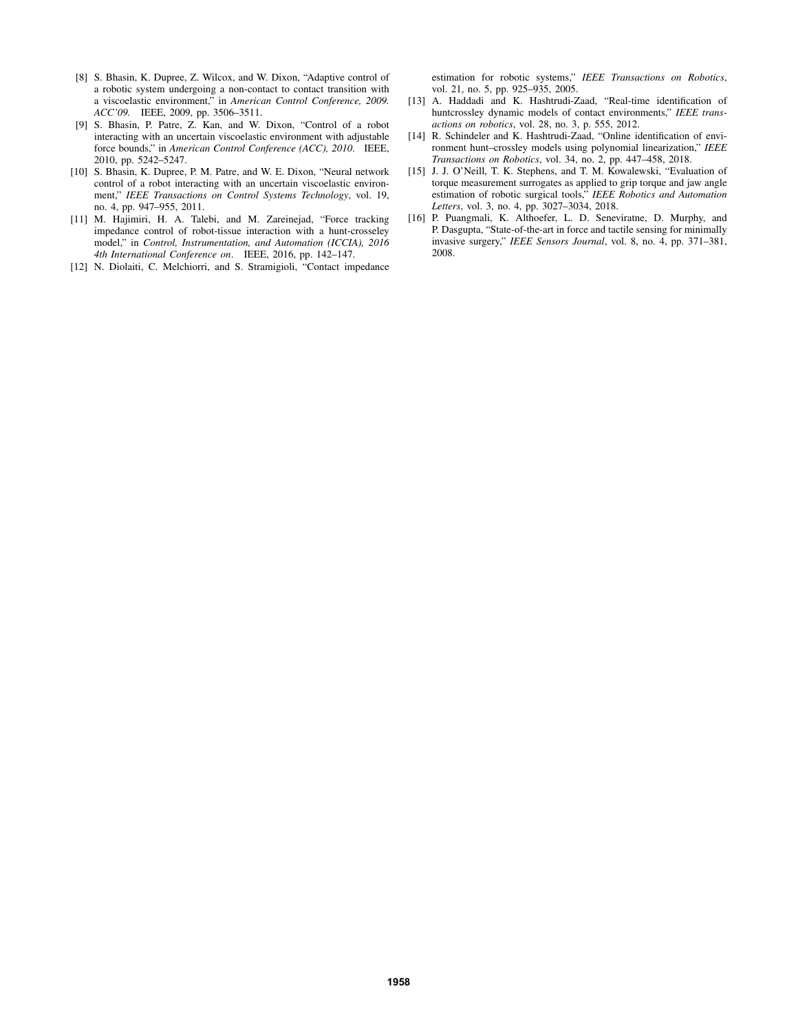[8] S. Bhasin, K. Dupree, Z. Wilcox, and W. Dixon, "Adaptive control of a robotic system undergoing a non-contact to contact transition with a viscoelastic environment," in *American Control Conference, 2009. ACC'09.* IEEE, 2009, pp. 3506–3511.

[9] S. Bhasin, P. Patre, Z. Kan, and W. Dixon, "Control of a robot interacting with an uncertain viscoelastic environment with adjustable force bounds," in *American Control Conference (ACC), 2010*. IEEE, 2010, pp. 5242–5247.

[10] S. Bhasin, K. Dupree, P. M. Patre, and W. E. Dixon, "Neural network control of a robot interacting with an uncertain viscoelastic environment," *IEEE Transactions on Control Systems Technology*, vol. 19, no. 4, pp. 947–955, 2011.

[11] M. Hajimiri, H. A. Talebi, and M. Zareinejad, "Force tracking impedance control of robot-tissue interaction with a hunt-crosseley model," in *Control, Instrumentation, and Automation (ICCIA), 2016 4th International Conference on*. IEEE, 2016, pp. 142–147.

[12] N. Diolaiti, C. Melchiorri, and S. Stramigioli, "Contact impedance estimation for robotic systems," *IEEE Transactions on Robotics*, vol. 21, no. 5, pp. 925–935, 2005.

[13] A. Haddadi and K. Hashtrudi-Zaad, "Real-time identification of huntcrossley dynamic models of contact environments," *IEEE transactions on robotics*, vol. 28, no. 3, p. 555, 2012.

[14] R. Schindeler and K. Hashtrudi-Zaad, "Online identification of environment hunt–crossley models using polynomial linearization," *IEEE Transactions on Robotics*, vol. 34, no. 2, pp. 447–458, 2018.

[15] J. J. O'Neill, T. K. Stephens, and T. M. Kowalewski, "Evaluation of torque measurement surrogates as applied to grip torque and jaw angle estimation of robotic surgical tools," *IEEE Robotics and Automation Letters*, vol. 3, no. 4, pp. 3027–3034, 2018.

[16] P. Puangmali, K. Althoefer, L. D. Seneviratne, D. Murphy, and P. Dasgupta, "State-of-the-art in force and tactile sensing for minimally invasive surgery," *IEEE Sensors Journal*, vol. 8, no. 4, pp. 371–381, 2008.